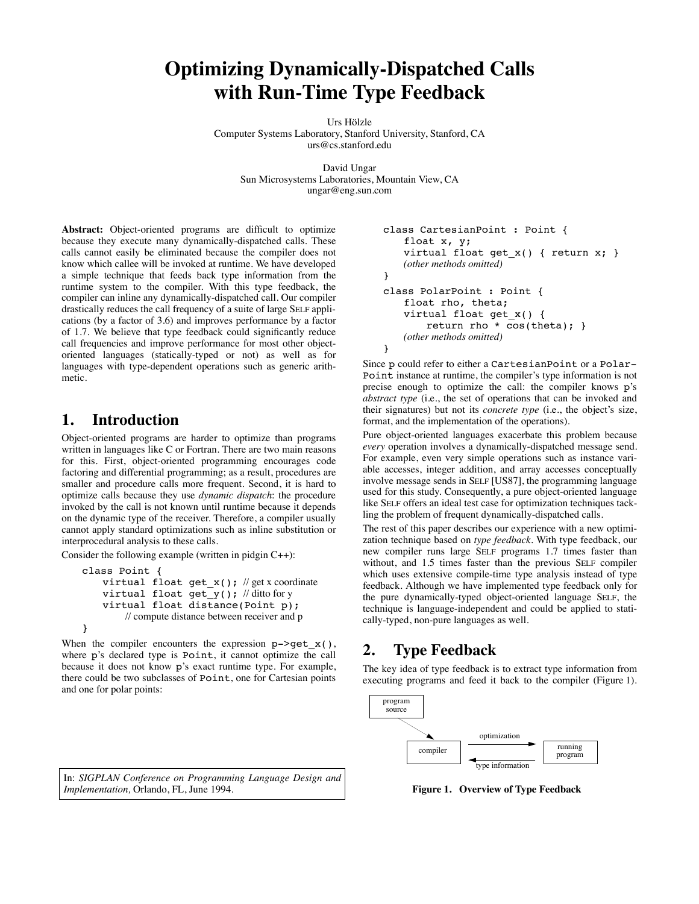# Optimizing Dynamically-Dispatched Calls with Run-Time Type Feedback

Urs Hölzle
Computer Systems Laboratory, Stanford University, Stanford, CA
urs@cs.stanford.edu

David Ungar
Sun Microsystems Laboratories, Mountain View, CA
ungar@eng.sun.com

**Abstract:** Object-oriented programs are difficult to optimize because they execute many dynamically-dispatched calls. These calls cannot easily be eliminated because the compiler does not know which callee will be invoked at runtime. We have developed a simple technique that feeds back type information from the runtime system to the compiler. With this type feedback, the compiler can inline any dynamically-dispatched call. Our compiler drastically reduces the call frequency of a suite of large SELF applications (by a factor of 3.6) and improves performance by a factor of 1.7. We believe that type feedback could significantly reduce call frequencies and improve performance for most other object-oriented languages (statically-typed or not) as well as for languages with type-dependent operations such as generic arithmetic.

## 1. Introduction

Object-oriented programs are harder to optimize than programs written in languages like C or Fortran. There are two main reasons for this. First, object-oriented programming encourages code factoring and differential programming; as a result, procedures are smaller and procedure calls more frequent. Second, it is hard to optimize calls because they use *dynamic dispatch*: the procedure invoked by the call is not known until runtime because it depends on the dynamic type of the receiver. Therefore, a compiler usually cannot apply standard optimizations such as inline substitution or interprocedural analysis to these calls.

Consider the following example (written in pidgin C++):

```
class Point {
    virtual float get_x();  // get x coordinate
    virtual float get_y();  // ditto for y
    virtual float distance(Point p);
        // compute distance between receiver and p
}
```

When the compiler encounters the expression `p->get_x()`, where `p`'s declared type is `Point`, it cannot optimize the call because it does not know `p`'s exact runtime type. For example, there could be two subclasses of `Point`, one for Cartesian points and one for polar points:

```
class CartesianPoint : Point {
    float x, y;
    virtual float get_x() { return x; }
    (other methods omitted)
}
class PolarPoint : Point {
    float rho, theta;
    virtual float get_x() {
        return rho * cos(theta); }
    (other methods omitted)
}
```

Since `p` could refer to either a `CartesianPoint` or a `PolarPoint` instance at runtime, the compiler's type information is not precise enough to optimize the call: the compiler knows `p`'s *abstract type* (i.e., the set of operations that can be invoked and their signatures) but not its *concrete type* (i.e., the object's size, format, and the implementation of the operations).

Pure object-oriented languages exacerbate this problem because *every* operation involves a dynamically-dispatched message send. For example, even very simple operations such as instance variable accesses, integer addition, and array accesses conceptually involve message sends in SELF [US87], the programming language used for this study. Consequently, a pure object-oriented language like SELF offers an ideal test case for optimization techniques tackling the problem of frequent dynamically-dispatched calls.

The rest of this paper describes our experience with a new optimization technique based on *type feedback*. With type feedback, our new compiler runs large SELF programs 1.7 times faster than without, and 1.5 times faster than the previous SELF compiler which uses extensive compile-time type analysis instead of type feedback. Although we have implemented type feedback only for the pure dynamically-typed object-oriented language SELF, the technique is language-independent and could be applied to statically-typed, non-pure languages as well.

## 2. Type Feedback

The key idea of type feedback is to extract type information from executing programs and feed it back to the compiler (Figure 1).

**Figure 1. Overview of Type Feedback**

In: *SIGPLAN Conference on Programming Language Design and Implementation,* Orlando, FL, June 1994.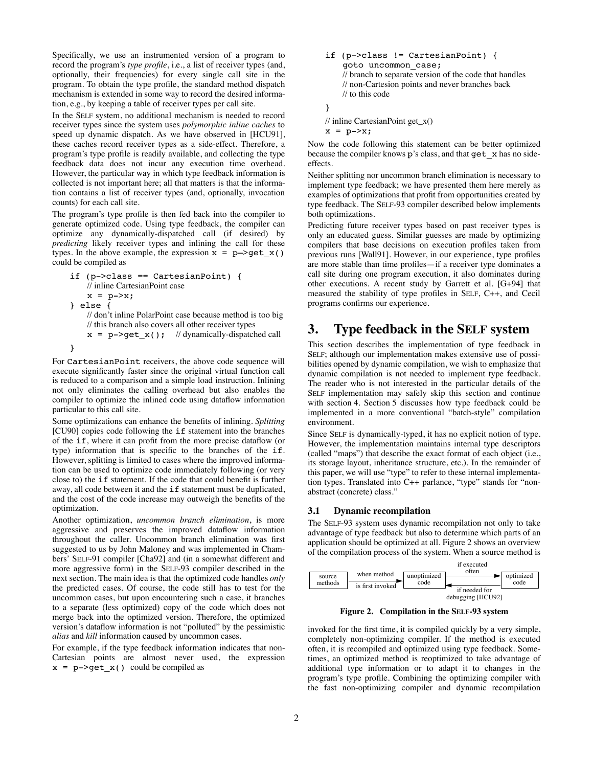Specifically, we use an instrumented version of a program to record the program's *type profile*, i.e., a list of receiver types (and, optionally, their frequencies) for every single call site in the program. To obtain the type profile, the standard method dispatch mechanism is extended in some way to record the desired information, e.g., by keeping a table of receiver types per call site.

In the SELF system, no additional mechanism is needed to record receiver types since the system uses *polymorphic inline caches* to speed up dynamic dispatch. As we have observed in [HCU91], these caches record receiver types as a side-effect. Therefore, a program's type profile is readily available, and collecting the type feedback data does not incur any execution time overhead. However, the particular way in which type feedback information is collected is not important here; all that matters is that the information contains a list of receiver types (and, optionally, invocation counts) for each call site.

The program's type profile is then fed back into the compiler to generate optimized code. Using type feedback, the compiler can optimize any dynamically-dispatched call (if desired) by *predicting* likely receiver types and inlining the call for these types. In the above example, the expression `x = p–>get_x()` could be compiled as

```
if (p->class == CartesianPoint) {
    // inline CartesianPoint case
    x = p->x;
} else {
    // don't inline PolarPoint case because method is too big
    // this branch also covers all other receiver types
    x = p->get_x();   // dynamically-dispatched call
}
```

For `CartesianPoint` receivers, the above code sequence will execute significantly faster since the original virtual function call is reduced to a comparison and a simple load instruction. Inlining not only eliminates the calling overhead but also enables the compiler to optimize the inlined code using dataflow information particular to this call site.

Some optimizations can enhance the benefits of inlining. *Splitting* [CU90] copies code following the `if` statement into the branches of the `if`, where it can profit from the more precise dataflow (or type) information that is specific to the branches of the `if`. However, splitting is limited to cases where the improved information can be used to optimize code immediately following (or very close to) the `if` statement. If the code that could benefit is further away, all code between it and the `if` statement must be duplicated, and the cost of the code increase may outweigh the benefits of the optimization.

Another optimization, *uncommon branch elimination*, is more aggressive and preserves the improved dataflow information throughout the caller. Uncommon branch elimination was first suggested to us by John Maloney and was implemented in Chambers' SELF-91 compiler [Cha92] and (in a somewhat different and more aggressive form) in the SELF-93 compiler described in the next section. The main idea is that the optimized code handles *only* the predicted cases. Of course, the code still has to test for the uncommon cases, but upon encountering such a case, it branches to a separate (less optimized) copy of the code which does not merge back into the optimized version. Therefore, the optimized version's dataflow information is not "polluted" by the pessimistic *alias* and *kill* information caused by uncommon cases.

For example, if the type feedback information indicates that non-Cartesian points are almost never used, the expression `x = p->get_x()` could be compiled as

```
if (p->class != CartesianPoint) {
    goto uncommon_case;
    // branch to separate version of the code that handles
    // non-Cartesion points and never branches back
    // to this code
}
// inline CartesianPoint get_x()
x = p->x;
```

Now the code following this statement can be better optimized because the compiler knows `p`'s class, and that `get_x` has no side-effects.

Neither splitting nor uncommon branch elimination is necessary to implement type feedback; we have presented them here merely as examples of optimizations that profit from opportunities created by type feedback. The SELF-93 compiler described below implements both optimizations.

Predicting future receiver types based on past receiver types is only an educated guess. Similar guesses are made by optimizing compilers that base decisions on execution profiles taken from previous runs [Wall91]. However, in our experience, type profiles are more stable than time profiles—if a receiver type dominates a call site during one program execution, it also dominates during other executions. A recent study by Garrett et al. [G+94] that measured the stability of type profiles in SELF, C++, and Cecil programs confirms our experience.

# 3. Type feedback in the SELF system

This section describes the implementation of type feedback in SELF; although our implementation makes extensive use of possibilities opened by dynamic compilation, we wish to emphasize that dynamic compilation is not needed to implement type feedback. The reader who is not interested in the particular details of the SELF implementation may safely skip this section and continue with section 4. Section 5 discusses how type feedback could be implemented in a more conventional "batch-style" compilation environment.

Since SELF is dynamically-typed, it has no explicit notion of type. However, the implementation maintains internal type descriptors (called "maps") that describe the exact format of each object (i.e., its storage layout, inheritance structure, etc.). In the remainder of this paper, we will use "type" to refer to these internal implementation types. Translated into C++ parlance, "type" stands for "non-abstract (concrete) class."

## 3.1 Dynamic recompilation

The SELF-93 system uses dynamic recompilation not only to take advantage of type feedback but also to determine which parts of an application should be optimized at all. Figure 2 shows an overview of the compilation process of the system. When a source method is

source methods → (when method is first invoked) → unoptimized code → (if executed often) → optimized code; optimized code → (if needed for debugging [HCU92]) → unoptimized code

**Figure 2. Compilation in the SELF-93 system**

invoked for the first time, it is compiled quickly by a very simple, completely non-optimizing compiler. If the method is executed often, it is recompiled and optimized using type feedback. Sometimes, an optimized method is reoptimized to take advantage of additional type information or to adapt it to changes in the program's type profile. Combining the optimizing compiler with the fast non-optimizing compiler and dynamic recompilation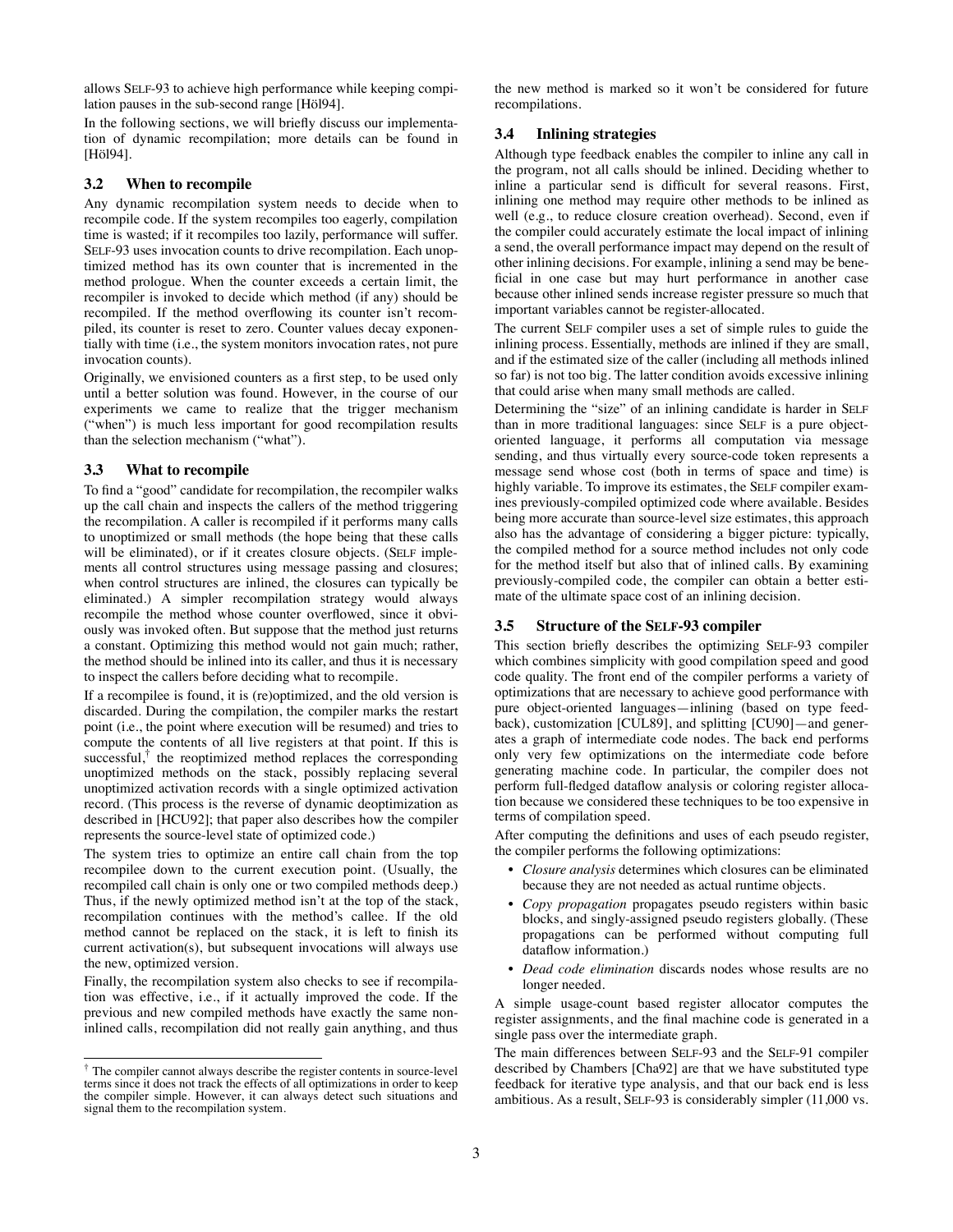allows SELF-93 to achieve high performance while keeping compilation pauses in the sub-second range [Höl94].

In the following sections, we will briefly discuss our implementation of dynamic recompilation; more details can be found in [Höl94].

### 3.2 When to recompile

Any dynamic recompilation system needs to decide when to recompile code. If the system recompiles too eagerly, compilation time is wasted; if it recompiles too lazily, performance will suffer. SELF-93 uses invocation counts to drive recompilation. Each unoptimized method has its own counter that is incremented in the method prologue. When the counter exceeds a certain limit, the recompiler is invoked to decide which method (if any) should be recompiled. If the method overflowing its counter isn't recompiled, its counter is reset to zero. Counter values decay exponentially with time (i.e., the system monitors invocation rates, not pure invocation counts).

Originally, we envisioned counters as a first step, to be used only until a better solution was found. However, in the course of our experiments we came to realize that the trigger mechanism ("when") is much less important for good recompilation results than the selection mechanism ("what").

### 3.3 What to recompile

To find a "good" candidate for recompilation, the recompiler walks up the call chain and inspects the callers of the method triggering the recompilation. A caller is recompiled if it performs many calls to unoptimized or small methods (the hope being that these calls will be eliminated), or if it creates closure objects. (SELF implements all control structures using message passing and closures; when control structures are inlined, the closures can typically be eliminated.) A simpler recompilation strategy would always recompile the method whose counter overflowed, since it obviously was invoked often. But suppose that the method just returns a constant. Optimizing this method would not gain much; rather, the method should be inlined into its caller, and thus it is necessary to inspect the callers before deciding what to recompile.

If a recompilee is found, it is (re)optimized, and the old version is discarded. During the compilation, the compiler marks the restart point (i.e., the point where execution will be resumed) and tries to compute the contents of all live registers at that point. If this is successful,† the reoptimized method replaces the corresponding unoptimized methods on the stack, possibly replacing several unoptimized activation records with a single optimized activation record. (This process is the reverse of dynamic deoptimization as described in [HCU92]; that paper also describes how the compiler represents the source-level state of optimized code.)

The system tries to optimize an entire call chain from the top recompilee down to the current execution point. (Usually, the recompiled call chain is only one or two compiled methods deep.) Thus, if the newly optimized method isn't at the top of the stack, recompilation continues with the method's callee. If the old method cannot be replaced on the stack, it is left to finish its current activation(s), but subsequent invocations will always use the new, optimized version.

Finally, the recompilation system also checks to see if recompilation was effective, i.e., if it actually improved the code. If the previous and new compiled methods have exactly the same non-inlined calls, recompilation did not really gain anything, and thus the new method is marked so it won't be considered for future recompilations.

### 3.4 Inlining strategies

Although type feedback enables the compiler to inline any call in the program, not all calls should be inlined. Deciding whether to inline a particular send is difficult for several reasons. First, inlining one method may require other methods to be inlined as well (e.g., to reduce closure creation overhead). Second, even if the compiler could accurately estimate the local impact of inlining a send, the overall performance impact may depend on the result of other inlining decisions. For example, inlining a send may be beneficial in one case but may hurt performance in another case because other inlined sends increase register pressure so much that important variables cannot be register-allocated.

The current SELF compiler uses a set of simple rules to guide the inlining process. Essentially, methods are inlined if they are small, and if the estimated size of the caller (including all methods inlined so far) is not too big. The latter condition avoids excessive inlining that could arise when many small methods are called.

Determining the "size" of an inlining candidate is harder in SELF than in more traditional languages: since SELF is a pure object-oriented language, it performs all computation via message sending, and thus virtually every source-code token represents a message send whose cost (both in terms of space and time) is highly variable. To improve its estimates, the SELF compiler examines previously-compiled optimized code where available. Besides being more accurate than source-level size estimates, this approach also has the advantage of considering a bigger picture: typically, the compiled method for a source method includes not only code for the method itself but also that of inlined calls. By examining previously-compiled code, the compiler can obtain a better estimate of the ultimate space cost of an inlining decision.

### 3.5 Structure of the SELF-93 compiler

This section briefly describes the optimizing SELF-93 compiler which combines simplicity with good compilation speed and good code quality. The front end of the compiler performs a variety of optimizations that are necessary to achieve good performance with pure object-oriented languages—inlining (based on type feedback), customization [CUL89], and splitting [CU90]—and generates a graph of intermediate code nodes. The back end performs only very few optimizations on the intermediate code before generating machine code. In particular, the compiler does not perform full-fledged dataflow analysis or coloring register allocation because we considered these techniques to be too expensive in terms of compilation speed.

After computing the definitions and uses of each pseudo register, the compiler performs the following optimizations:

- *Closure analysis* determines which closures can be eliminated because they are not needed as actual runtime objects.
- *Copy propagation* propagates pseudo registers within basic blocks, and singly-assigned pseudo registers globally. (These propagations can be performed without computing full dataflow information.)
- *Dead code elimination* discards nodes whose results are no longer needed.

A simple usage-count based register allocator computes the register assignments, and the final machine code is generated in a single pass over the intermediate graph.

The main differences between SELF-93 and the SELF-91 compiler described by Chambers [Cha92] are that we have substituted type feedback for iterative type analysis, and that our back end is less ambitious. As a result, SELF-93 is considerably simpler (11,000 vs.

† The compiler cannot always describe the register contents in source-level terms since it does not track the effects of all optimizations in order to keep the compiler simple. However, it can always detect such situations and signal them to the recompilation system.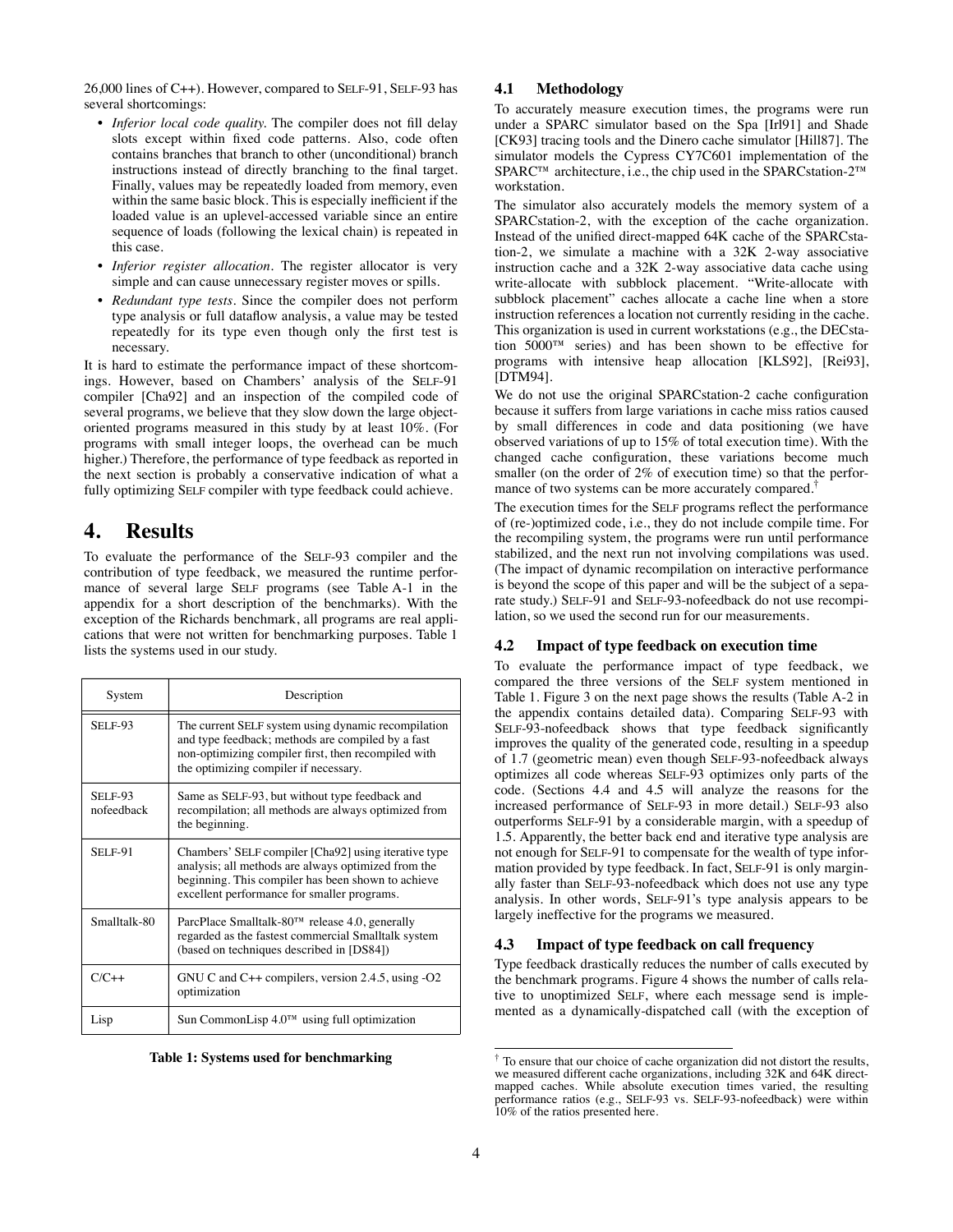26,000 lines of C++). However, compared to SELF-91, SELF-93 has several shortcomings:

- *Inferior local code quality.* The compiler does not fill delay slots except within fixed code patterns. Also, code often contains branches that branch to other (unconditional) branch instructions instead of directly branching to the final target. Finally, values may be repeatedly loaded from memory, even within the same basic block. This is especially inefficient if the loaded value is an uplevel-accessed variable since an entire sequence of loads (following the lexical chain) is repeated in this case.
- *Inferior register allocation*. The register allocator is very simple and can cause unnecessary register moves or spills.
- *Redundant type tests*. Since the compiler does not perform type analysis or full dataflow analysis, a value may be tested repeatedly for its type even though only the first test is necessary.

It is hard to estimate the performance impact of these shortcomings. However, based on Chambers' analysis of the SELF-91 compiler [Cha92] and an inspection of the compiled code of several programs, we believe that they slow down the large object-oriented programs measured in this study by at least 10%. (For programs with small integer loops, the overhead can be much higher.) Therefore, the performance of type feedback as reported in the next section is probably a conservative indication of what a fully optimizing SELF compiler with type feedback could achieve.

# 4. Results

To evaluate the performance of the SELF-93 compiler and the contribution of type feedback, we measured the runtime performance of several large SELF programs (see Table A-1 in the appendix for a short description of the benchmarks). With the exception of the Richards benchmark, all programs are real applications that were not written for benchmarking purposes. Table 1 lists the systems used in our study.

| System | Description |
|---|---|
| SELF-93 | The current SELF system using dynamic recompilation and type feedback; methods are compiled by a fast non-optimizing compiler first, then recompiled with the optimizing compiler if necessary. |
| SELF-93 nofeedback | Same as SELF-93, but without type feedback and recompilation; all methods are always optimized from the beginning. |
| SELF-91 | Chambers' SELF compiler [Cha92] using iterative type analysis; all methods are always optimized from the beginning. This compiler has been shown to achieve excellent performance for smaller programs. |
| Smalltalk-80 | ParcPlace Smalltalk-80™ release 4.0, generally regarded as the fastest commercial Smalltalk system (based on techniques described in [DS84]) |
| C/C++ | GNU C and C++ compilers, version 2.4.5, using -O2 optimization |
| Lisp | Sun CommonLisp 4.0™ using full optimization |

**Table 1: Systems used for benchmarking**

## 4.1 Methodology

To accurately measure execution times, the programs were run under a SPARC simulator based on the Spa [Irl91] and Shade [CK93] tracing tools and the Dinero cache simulator [Hill87]. The simulator models the Cypress CY7C601 implementation of the SPARC™ architecture, i.e., the chip used in the SPARCstation-2™ workstation.

The simulator also accurately models the memory system of a SPARCstation-2, with the exception of the cache organization. Instead of the unified direct-mapped 64K cache of the SPARCstation-2, we simulate a machine with a 32K 2-way associative instruction cache and a 32K 2-way associative data cache using write-allocate with subblock placement. "Write-allocate with subblock placement" caches allocate a cache line when a store instruction references a location not currently residing in the cache. This organization is used in current workstations (e.g., the DECstation 5000™ series) and has been shown to be effective for programs with intensive heap allocation [KLS92], [Rei93], [DTM94].

We do not use the original SPARCstation-2 cache configuration because it suffers from large variations in cache miss ratios caused by small differences in code and data positioning (we have observed variations of up to 15% of total execution time). With the changed cache configuration, these variations become much smaller (on the order of 2% of execution time) so that the performance of two systems can be more accurately compared.[†]

The execution times for the SELF programs reflect the performance of (re-)optimized code, i.e., they do not include compile time. For the recompiling system, the programs were run until performance stabilized, and the next run not involving compilations was used. (The impact of dynamic recompilation on interactive performance is beyond the scope of this paper and will be the subject of a separate study.) SELF-91 and SELF-93-nofeedback do not use recompilation, so we used the second run for our measurements.

## 4.2 Impact of type feedback on execution time

To evaluate the performance impact of type feedback, we compared the three versions of the SELF system mentioned in Table 1. Figure 3 on the next page shows the results (Table A-2 in the appendix contains detailed data). Comparing SELF-93 with SELF-93-nofeedback shows that type feedback significantly improves the quality of the generated code, resulting in a speedup of 1.7 (geometric mean) even though SELF-93-nofeedback always optimizes all code whereas SELF-93 optimizes only parts of the code. (Sections 4.4 and 4.5 will analyze the reasons for the increased performance of SELF-93 in more detail.) SELF-93 also outperforms SELF-91 by a considerable margin, with a speedup of 1.5. Apparently, the better back end and iterative type analysis are not enough for SELF-91 to compensate for the wealth of type information provided by type feedback. In fact, SELF-91 is only marginally faster than SELF-93-nofeedback which does not use any type analysis. In other words, SELF-91's type analysis appears to be largely ineffective for the programs we measured.

## 4.3 Impact of type feedback on call frequency

Type feedback drastically reduces the number of calls executed by the benchmark programs. Figure 4 shows the number of calls relative to unoptimized SELF, where each message send is implemented as a dynamically-dispatched call (with the exception of

[†] To ensure that our choice of cache organization did not distort the results, we measured different cache organizations, including 32K and 64K direct-mapped caches. While absolute execution times varied, the resulting performance ratios (e.g., SELF-93 vs. SELF-93-nofeedback) were within 10% of the ratios presented here.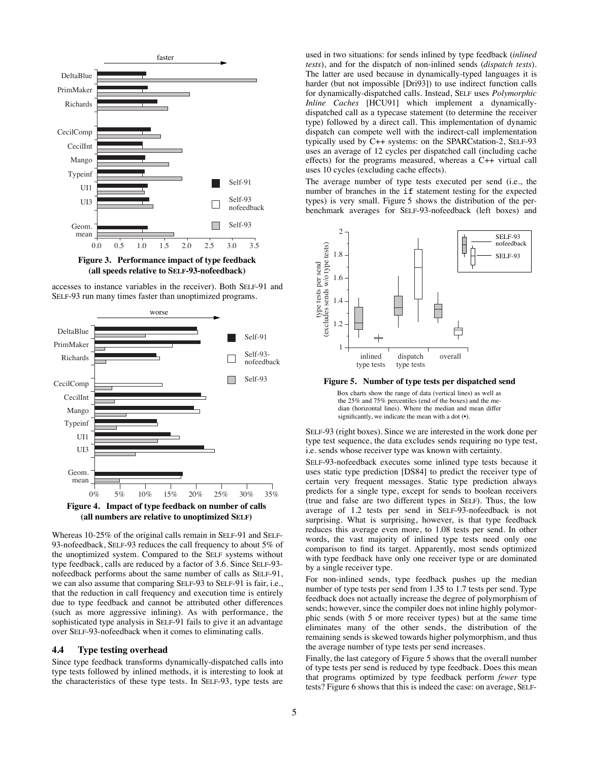**Figure 3. Performance impact of type feedback (all speeds relative to SELF-93-nofeedback)**

accesses to instance variables in the receiver). Both SELF-91 and SELF-93 run many times faster than unoptimized programs.

**Figure 4. Impact of type feedback on number of calls (all numbers are relative to unoptimized SELF)**

Whereas 10-25% of the original calls remain in SELF-91 and SELF-93-nofeedback, SELF-93 reduces the call frequency to about 5% of the unoptimized system. Compared to the SELF systems without type feedback, calls are reduced by a factor of 3.6. Since SELF-93-nofeedback performs about the same number of calls as SELF-91, we can also assume that comparing SELF-93 to SELF-91 is fair, i.e., that the reduction in call frequency and execution time is entirely due to type feedback and cannot be attributed other differences (such as more aggressive inlining). As with performance, the sophisticated type analysis in SELF-91 fails to give it an advantage over SELF-93-nofeedback when it comes to eliminating calls.

### 4.4 Type testing overhead

Since type feedback transforms dynamically-dispatched calls into type tests followed by inlined methods, it is interesting to look at the characteristics of these type tests. In SELF-93, type tests are used in two situations: for sends inlined by type feedback (*inlined tests*), and for the dispatch of non-inlined sends (*dispatch tests*). The latter are used because in dynamically-typed languages it is harder (but not impossible [Dri93]) to use indirect function calls for dynamically-dispatched calls. Instead, SELF uses *Polymorphic Inline Caches* [HCU91] which implement a dynamically-dispatched call as a typecase statement (to determine the receiver type) followed by a direct call. This implementation of dynamic dispatch can compete well with the indirect-call implementation typically used by C++ systems: on the SPARCstation-2, SELF-93 uses an average of 12 cycles per dispatched call (including cache effects) for the programs measured, whereas a C++ virtual call uses 10 cycles (excluding cache effects).

The average number of type tests executed per send (i.e., the number of branches in the `if` statement testing for the expected types) is very small. Figure 5 shows the distribution of the per-benchmark averages for SELF-93-nofeedback (left boxes) and SELF-93 (right boxes). Since we are interested in the work done per type test sequence, the data excludes sends requiring no type test, i.e. sends whose receiver type was known with certainty.

**Figure 5. Number of type tests per dispatched send**

Box charts show the range of data (vertical lines) as well as the 25% and 75% percentiles (end of the boxes) and the median (horizontal lines). Where the median and mean differ significantly, we indicate the mean with a dot (•).

SELF-93-nofeedback executes some inlined type tests because it uses static type prediction [DS84] to predict the receiver type of certain very frequent messages. Static type prediction always predicts for a single type, except for sends to boolean receivers (true and false are two different types in SELF). Thus, the low average of 1.2 tests per send in SELF-93-nofeedback is not surprising. What is surprising, however, is that type feedback reduces this average even more, to 1.08 tests per send. In other words, the vast majority of inlined type tests need only one comparison to find its target. Apparently, most sends optimized with type feedback have only one receiver type or are dominated by a single receiver type.

For non-inlined sends, type feedback pushes up the median number of type tests per send from 1.35 to 1.7 tests per send. Type feedback does not actually increase the degree of polymorphism of sends; however, since the compiler does not inline highly polymorphic sends (with 5 or more receiver types) but at the same time eliminates many of the other sends, the distribution of the remaining sends is skewed towards higher polymorphism, and thus the average number of type tests per send increases.

Finally, the last category of Figure 5 shows that the overall number of type tests per send is reduced by type feedback. Does this mean that programs optimized by type feedback perform *fewer* type tests? Figure 6 shows that this is indeed the case: on average, SELF-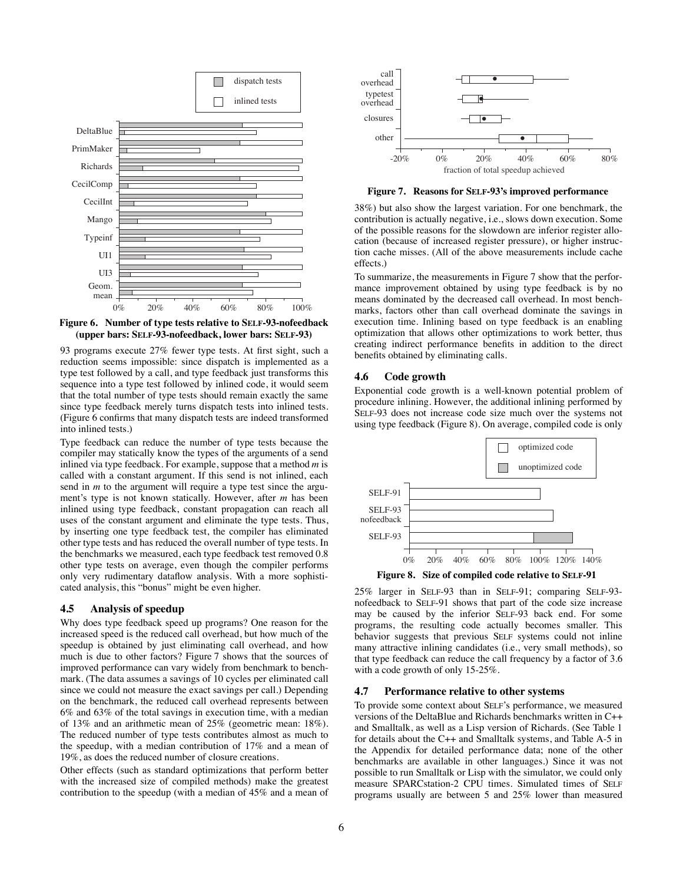Figure 6. Number of type tests relative to SELF-93-nofeedback (upper bars: SELF-93-nofeedback, lower bars: SELF-93)

93 programs execute 27% fewer type tests. At first sight, such a reduction seems impossible: since dispatch is implemented as a type test followed by a call, and type feedback just transforms this sequence into a type test followed by inlined code, it would seem that the total number of type tests should remain exactly the same since type feedback merely turns dispatch tests into inlined tests. (Figure 6 confirms that many dispatch tests are indeed transformed into inlined tests.)

Type feedback can reduce the number of type tests because the compiler may statically know the types of the arguments of a send inlined via type feedback. For example, suppose that a method *m* is called with a constant argument. If this send is not inlined, each send in *m* to the argument will require a type test since the argument's type is not known statically. However, after *m* has been inlined using type feedback, constant propagation can reach all uses of the constant argument and eliminate the type tests. Thus, by inserting one type feedback test, the compiler has eliminated other type tests and has reduced the overall number of type tests. In the benchmarks we measured, each type feedback test removed 0.8 other type tests on average, even though the compiler performs only very rudimentary dataflow analysis. With a more sophisticated analysis, this "bonus" might be even higher.

### 4.5 Analysis of speedup

Why does type feedback speed up programs? One reason for the increased speed is the reduced call overhead, but how much of the speedup is obtained by just eliminating call overhead, and how much is due to other factors? Figure 7 shows that the sources of improved performance can vary widely from benchmark to benchmark. (The data assumes a savings of 10 cycles per eliminated call since we could not measure the exact savings per call.) Depending on the benchmark, the reduced call overhead represents between 6% and 63% of the total savings in execution time, with a median of 13% and an arithmetic mean of 25% (geometric mean: 18%). The reduced number of type tests contributes almost as much to the speedup, with a median contribution of 17% and a mean of 19%, as does the reduced number of closure creations.

Other effects (such as standard optimizations that perform better with the increased size of compiled methods) make the greatest contribution to the speedup (with a median of 45% and a mean of 38%) but also show the largest variation. For one benchmark, the contribution is actually negative, i.e., slows down execution. Some of the possible reasons for the slowdown are inferior register allocation (because of increased register pressure), or higher instruction cache misses. (All of the above measurements include cache effects.)

Figure 7. Reasons for SELF-93's improved performance

To summarize, the measurements in Figure 7 show that the performance improvement obtained by using type feedback is by no means dominated by the decreased call overhead. In most benchmarks, factors other than call overhead dominate the savings in execution time. Inlining based on type feedback is an enabling optimization that allows other optimizations to work better, thus creating indirect performance benefits in addition to the direct benefits obtained by eliminating calls.

### 4.6 Code growth

Exponential code growth is a well-known potential problem of procedure inlining. However, the additional inlining performed by SELF-93 does not increase code size much over the systems not using type feedback (Figure 8). On average, compiled code is only 25% larger in SELF-93 than in SELF-91; comparing SELF-93-nofeedback to SELF-91 shows that part of the code size increase may be caused by the inferior SELF-93 back end. For some programs, the resulting code actually becomes smaller. This behavior suggests that previous SELF systems could not inline many attractive inlining candidates (i.e., very small methods), so that type feedback can reduce the call frequency by a factor of 3.6 with a code growth of only 15-25%.

Figure 8. Size of compiled code relative to SELF-91

### 4.7 Performance relative to other systems

To provide some context about SELF's performance, we measured versions of the DeltaBlue and Richards benchmarks written in C++ and Smalltalk, as well as a Lisp version of Richards. (See Table 1 for details about the C++ and Smalltalk systems, and Table A-5 in the Appendix for detailed performance data; none of the other benchmarks are available in other languages.) Since it was not possible to run Smalltalk or Lisp with the simulator, we could only measure SPARCstation-2 CPU times. Simulated times of SELF programs usually are between 5 and 25% lower than measured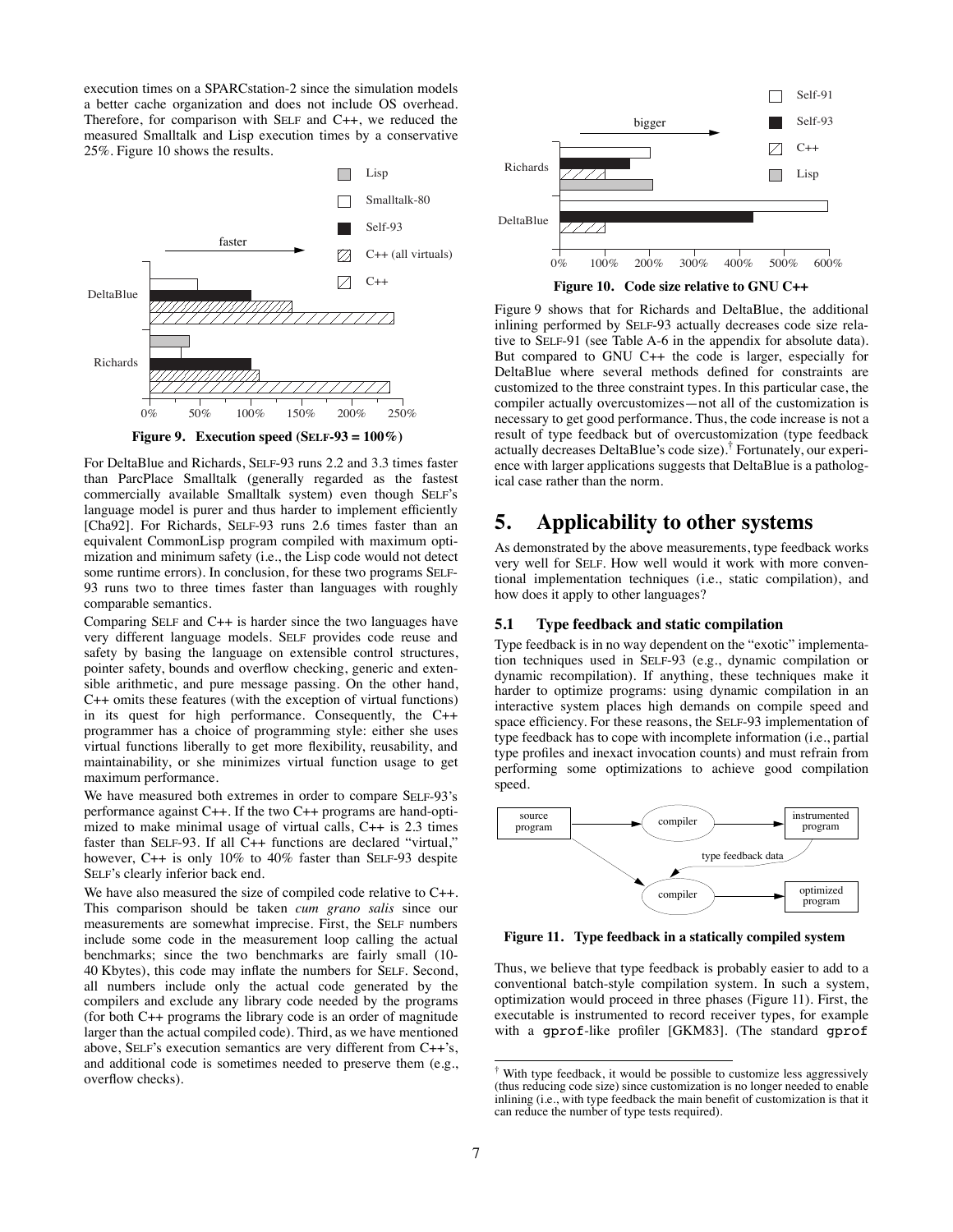execution times on a SPARCstation-2 since the simulation models a better cache organization and does not include OS overhead. Therefore, for comparison with SELF and C++, we reduced the measured Smalltalk and Lisp execution times by a conservative 25%. Figure 10 shows the results.

**Figure 9. Execution speed (SELF-93 = 100%)**

For DeltaBlue and Richards, SELF-93 runs 2.2 and 3.3 times faster than ParcPlace Smalltalk (generally regarded as the fastest commercially available Smalltalk system) even though SELF's language model is purer and thus harder to implement efficiently [Cha92]. For Richards, SELF-93 runs 2.6 times faster than an equivalent CommonLisp program compiled with maximum optimization and minimum safety (i.e., the Lisp code would not detect some runtime errors). In conclusion, for these two programs SELF-93 runs two to three times faster than languages with roughly comparable semantics.

Comparing SELF and C++ is harder since the two languages have very different language models. SELF provides code reuse and safety by basing the language on extensible control structures, pointer safety, bounds and overflow checking, generic and extensible arithmetic, and pure message passing. On the other hand, C++ omits these features (with the exception of virtual functions) in its quest for high performance. Consequently, the C++ programmer has a choice of programming style: either she uses virtual functions liberally to get more flexibility, reusability, and maintainability, or she minimizes virtual function usage to get maximum performance.

We have measured both extremes in order to compare SELF-93's performance against C++. If the two C++ programs are hand-optimized to make minimal usage of virtual calls, C++ is 2.3 times faster than SELF-93. If all C++ functions are declared "virtual," however, C++ is only 10% to 40% faster than SELF-93 despite SELF's clearly inferior back end.

We have also measured the size of compiled code relative to C++. This comparison should be taken *cum grano salis* since our measurements are somewhat imprecise. First, the SELF numbers include some code in the measurement loop calling the actual benchmarks; since the two benchmarks are fairly small (10-40 Kbytes), this code may inflate the numbers for SELF. Second, all numbers include only the actual code generated by the compilers and exclude any library code needed by the programs (for both C++ programs the library code is an order of magnitude larger than the actual compiled code). Third, as we have mentioned above, SELF's execution semantics are very different from C++'s, and additional code is sometimes needed to preserve them (e.g., overflow checks).

**Figure 10. Code size relative to GNU C++**

Figure 9 shows that for Richards and DeltaBlue, the additional inlining performed by SELF-93 actually decreases code size relative to SELF-91 (see Table A-6 in the appendix for absolute data). But compared to GNU C++ the code is larger, especially for DeltaBlue where several methods defined for constraints are customized to the three constraint types. In this particular case, the compiler actually overcustomizes—not all of the customization is necessary to get good performance. Thus, the code increase is not a result of type feedback but of overcustomization (type feedback actually decreases DeltaBlue's code size).[†] Fortunately, our experience with larger applications suggests that DeltaBlue is a pathological case rather than the norm.

# 5. Applicability to other systems

As demonstrated by the above measurements, type feedback works very well for SELF. How well would it work with more conventional implementation techniques (i.e., static compilation), and how does it apply to other languages?

## 5.1 Type feedback and static compilation

Type feedback is in no way dependent on the "exotic" implementation techniques used in SELF-93 (e.g., dynamic compilation or dynamic recompilation). If anything, these techniques make it harder to optimize programs: using dynamic compilation in an interactive system places high demands on compile speed and space efficiency. For these reasons, the SELF-93 implementation of type feedback has to cope with incomplete information (i.e., partial type profiles and inexact invocation counts) and must refrain from performing some optimizations to achieve good compilation speed.

**Figure 11. Type feedback in a statically compiled system**

Thus, we believe that type feedback is probably easier to add to a conventional batch-style compilation system. In such a system, optimization would proceed in three phases (Figure 11). First, the executable is instrumented to record receiver types, for example with a `gprof`-like profiler [GKM83]. (The standard `gprof`

[†] With type feedback, it would be possible to customize less aggressively (thus reducing code size) since customization is no longer needed to enable inlining (i.e., with type feedback the main benefit of customization is that it can reduce the number of type tests required).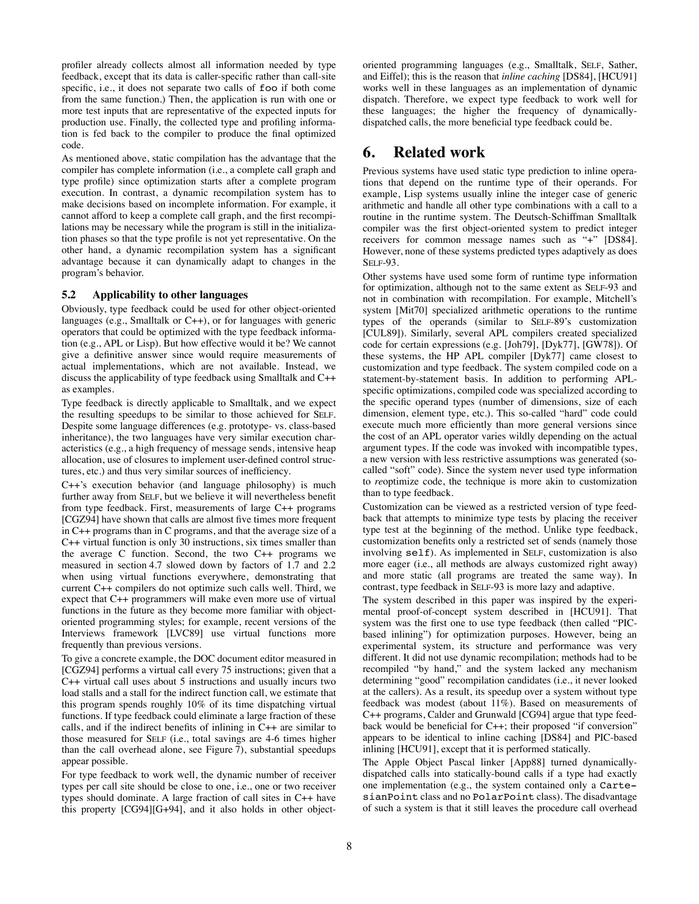profiler already collects almost all information needed by type feedback, except that its data is caller-specific rather than call-site specific, i.e., it does not separate two calls of `foo` if both come from the same function.) Then, the application is run with one or more test inputs that are representative of the expected inputs for production use. Finally, the collected type and profiling information is fed back to the compiler to produce the final optimized code.

As mentioned above, static compilation has the advantage that the compiler has complete information (i.e., a complete call graph and type profile) since optimization starts after a complete program execution. In contrast, a dynamic recompilation system has to make decisions based on incomplete information. For example, it cannot afford to keep a complete call graph, and the first recompilations may be necessary while the program is still in the initialization phases so that the type profile is not yet representative. On the other hand, a dynamic recompilation system has a significant advantage because it can dynamically adapt to changes in the program's behavior.

### 5.2 Applicability to other languages

Obviously, type feedback could be used for other object-oriented languages (e.g., Smalltalk or C++), or for languages with generic operators that could be optimized with the type feedback information (e.g., APL or Lisp). But how effective would it be? We cannot give a definitive answer since would require measurements of actual implementations, which are not available. Instead, we discuss the applicability of type feedback using Smalltalk and C++ as examples.

Type feedback is directly applicable to Smalltalk, and we expect the resulting speedups to be similar to those achieved for SELF. Despite some language differences (e.g., prototype- vs. class-based inheritance), the two languages have very similar execution characteristics (e.g., a high frequency of message sends, intensive heap allocation, use of closures to implement user-defined control structures, etc.) and thus very similar sources of inefficiency.

C++'s execution behavior (and language philosophy) is much further away from SELF, but we believe it will nevertheless benefit from type feedback. First, measurements of large C++ programs [CGZ94] have shown that calls are almost five times more frequent in C++ programs than in C programs, and that the average size of a C++ virtual function is only 30 instructions, six times smaller than the average C function. Second, the two C++ programs we measured in section 4.7 slowed down by factors of 1.7 and 2.2 when using virtual functions everywhere, demonstrating that current C++ compilers do not optimize such calls well. Third, we expect that C++ programmers will make even more use of virtual functions in the future as they become more familiar with object-oriented programming styles; for example, recent versions of the Interviews framework [LVC89] use virtual functions more frequently than previous versions.

To give a concrete example, the DOC document editor measured in [CGZ94] performs a virtual call every 75 instructions; given that a C++ virtual call uses about 5 instructions and usually incurs two load stalls and a stall for the indirect function call, we estimate that this program spends roughly 10% of its time dispatching virtual functions. If type feedback could eliminate a large fraction of these calls, and if the indirect benefits of inlining in C++ are similar to those measured for SELF (i.e., total savings are 4-6 times higher than the call overhead alone, see Figure 7), substantial speedups appear possible.

For type feedback to work well, the dynamic number of receiver types per call site should be close to one, i.e., one or two receiver types should dominate. A large fraction of call sites in C++ have this property [CG94][G+94], and it also holds in other object-oriented programming languages (e.g., Smalltalk, SELF, Sather, and Eiffel); this is the reason that *inline caching* [DS84], [HCU91] works well in these languages as an implementation of dynamic dispatch. Therefore, we expect type feedback to work well for these languages; the higher the frequency of dynamically-dispatched calls, the more beneficial type feedback could be.

## 6. Related work

Previous systems have used static type prediction to inline operations that depend on the runtime type of their operands. For example, Lisp systems usually inline the integer case of generic arithmetic and handle all other type combinations with a call to a routine in the runtime system. The Deutsch-Schiffman Smalltalk compiler was the first object-oriented system to predict integer receivers for common message names such as "+" [DS84]. However, none of these systems predicted types adaptively as does SELF-93.

Other systems have used some form of runtime type information for optimization, although not to the same extent as SELF-93 and not in combination with recompilation. For example, Mitchell's system [Mit70] specialized arithmetic operations to the runtime types of the operands (similar to SELF-89's customization [CUL89]). Similarly, several APL compilers created specialized code for certain expressions (e.g. [Joh79], [Dyk77], [GW78]). Of these systems, the HP APL compiler [Dyk77] came closest to customization and type feedback. The system compiled code on a statement-by-statement basis. In addition to performing APL-specific optimizations, compiled code was specialized according to the specific operand types (number of dimensions, size of each dimension, element type, etc.). This so-called "hard" code could execute much more efficiently than more general versions since the cost of an APL operator varies wildly depending on the actual argument types. If the code was invoked with incompatible types, a new version with less restrictive assumptions was generated (so-called "soft" code). Since the system never used type information to *re*optimize code, the technique is more akin to customization than to type feedback.

Customization can be viewed as a restricted version of type feedback that attempts to minimize type tests by placing the receiver type test at the beginning of the method. Unlike type feedback, customization benefits only a restricted set of sends (namely those involving `self`). As implemented in SELF, customization is also more eager (i.e., all methods are always customized right away) and more static (all programs are treated the same way). In contrast, type feedback in SELF-93 is more lazy and adaptive.

The system described in this paper was inspired by the experimental proof-of-concept system described in [HCU91]. That system was the first one to use type feedback (then called "PIC-based inlining") for optimization purposes. However, being an experimental system, its structure and performance was very different. It did not use dynamic recompilation; methods had to be recompiled "by hand," and the system lacked any mechanism determining "good" recompilation candidates (i.e., it never looked at the callers). As a result, its speedup over a system without type feedback was modest (about 11%). Based on measurements of C++ programs, Calder and Grunwald [CG94] argue that type feedback would be beneficial for C++; their proposed "if conversion" appears to be identical to inline caching [DS84] and PIC-based inlining [HCU91], except that it is performed statically.

The Apple Object Pascal linker [App88] turned dynamically-dispatched calls into statically-bound calls if a type had exactly one implementation (e.g., the system contained only a `CartesianPoint` class and no `PolarPoint` class). The disadvantage of such a system is that it still leaves the procedure call overhead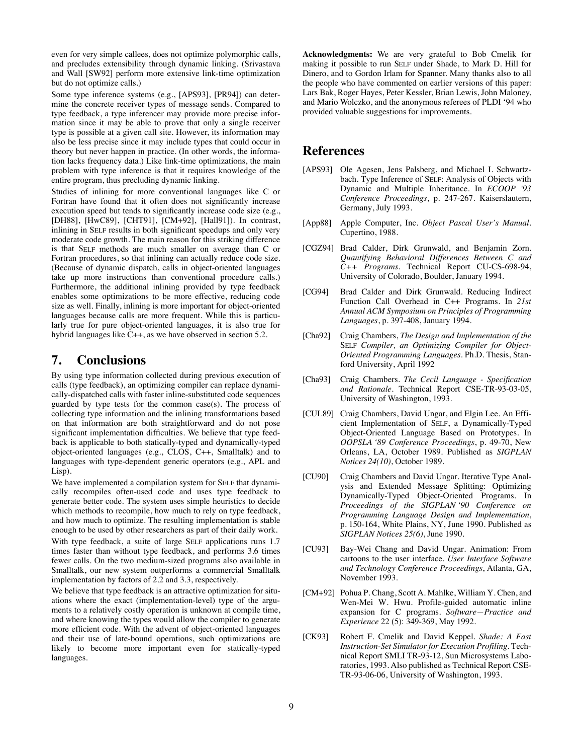even for very simple callees, does not optimize polymorphic calls, and precludes extensibility through dynamic linking. (Srivastava and Wall [SW92] perform more extensive link-time optimization but do not optimize calls.)

Some type inference systems (e.g., [APS93], [PR94]) can determine the concrete receiver types of message sends. Compared to type feedback, a type inferencer may provide more precise information since it may be able to prove that only a single receiver type is possible at a given call site. However, its information may also be less precise since it may include types that could occur in theory but never happen in practice. (In other words, the information lacks frequency data.) Like link-time optimizations, the main problem with type inference is that it requires knowledge of the entire program, thus precluding dynamic linking.

Studies of inlining for more conventional languages like C or Fortran have found that it often does not significantly increase execution speed but tends to significantly increase code size (e.g., [DH88], [HwC89], [CHT91], [CM+92], [Hall91]). In contrast, inlining in SELF results in both significant speedups and only very moderate code growth. The main reason for this striking difference is that SELF methods are much smaller on average than C or Fortran procedures, so that inlining can actually reduce code size. (Because of dynamic dispatch, calls in object-oriented languages take up more instructions than conventional procedure calls.) Furthermore, the additional inlining provided by type feedback enables some optimizations to be more effective, reducing code size as well. Finally, inlining is more important for object-oriented languages because calls are more frequent. While this is particularly true for pure object-oriented languages, it is also true for hybrid languages like C++, as we have observed in section 5.2.

# 7. Conclusions

By using type information collected during previous execution of calls (type feedback), an optimizing compiler can replace dynamically-dispatched calls with faster inline-substituted code sequences guarded by type tests for the common case(s). The process of collecting type information and the inlining transformations based on that information are both straightforward and do not pose significant implementation difficulties. We believe that type feedback is applicable to both statically-typed and dynamically-typed object-oriented languages (e.g., CLOS, C++, Smalltalk) and to languages with type-dependent generic operators (e.g., APL and Lisp).

We have implemented a compilation system for SELF that dynamically recompiles often-used code and uses type feedback to generate better code. The system uses simple heuristics to decide which methods to recompile, how much to rely on type feedback, and how much to optimize. The resulting implementation is stable enough to be used by other researchers as part of their daily work.

With type feedback, a suite of large SELF applications runs 1.7 times faster than without type feedback, and performs 3.6 times fewer calls. On the two medium-sized programs also available in Smalltalk, our new system outperforms a commercial Smalltalk implementation by factors of 2.2 and 3.3, respectively.

We believe that type feedback is an attractive optimization for situations where the exact (implementation-level) type of the arguments to a relatively costly operation is unknown at compile time, and where knowing the types would allow the compiler to generate more efficient code. With the advent of object-oriented languages and their use of late-bound operations, such optimizations are likely to become more important even for statically-typed languages.

**Acknowledgments:** We are very grateful to Bob Cmelik for making it possible to run SELF under Shade, to Mark D. Hill for Dinero, and to Gordon Irlam for Spanner. Many thanks also to all the people who have commented on earlier versions of this paper: Lars Bak, Roger Hayes, Peter Kessler, Brian Lewis, John Maloney, and Mario Wolczko, and the anonymous referees of PLDI '94 who provided valuable suggestions for improvements.

# References

[APS93] Ole Agesen, Jens Palsberg, and Michael I. Schwartzbach. Type Inference of SELF: Analysis of Objects with Dynamic and Multiple Inheritance. In *ECOOP '93 Conference Proceedings*, p. 247-267. Kaiserslautern, Germany, July 1993.

[App88] Apple Computer, Inc. *Object Pascal User's Manual*. Cupertino, 1988.

[CGZ94] Brad Calder, Dirk Grunwald, and Benjamin Zorn. *Quantifying Behavioral Differences Between C and C++ Programs*. Technical Report CU-CS-698-94, University of Colorado, Boulder, January 1994.

[CG94] Brad Calder and Dirk Grunwald. Reducing Indirect Function Call Overhead in C++ Programs. In *21st Annual ACM Symposium on Principles of Programming Languages*, p. 397-408, January 1994.

[Cha92] Craig Chambers, *The Design and Implementation of the SELF Compiler, an Optimizing Compiler for Object-Oriented Programming Languages*. Ph.D. Thesis, Stanford University, April 1992

[Cha93] Craig Chambers. *The Cecil Language - Specification and Rationale*. Technical Report CSE-TR-93-03-05, University of Washington, 1993.

[CUL89] Craig Chambers, David Ungar, and Elgin Lee. An Efficient Implementation of SELF, a Dynamically-Typed Object-Oriented Language Based on Prototypes. In *OOPSLA '89 Conference Proceedings*, p. 49-70, New Orleans, LA, October 1989. Published as *SIGPLAN Notices 24(10)*, October 1989.

[CU90] Craig Chambers and David Ungar. Iterative Type Analysis and Extended Message Splitting: Optimizing Dynamically-Typed Object-Oriented Programs. In *Proceedings of the SIGPLAN '90 Conference on Programming Language Design and Implementation*, p. 150-164, White Plains, NY, June 1990. Published as *SIGPLAN Notices 25(6)*, June 1990.

[CU93] Bay-Wei Chang and David Ungar. Animation: From cartoons to the user interface. *User Interface Software and Technology Conference Proceedings*, Atlanta, GA, November 1993.

[CM+92] Pohua P. Chang, Scott A. Mahlke, William Y. Chen, and Wen-Mei W. Hwu. Profile-guided automatic inline expansion for C programs. *Software—Practice and Experience* 22 (5): 349-369, May 1992.

[CK93] Robert F. Cmelik and David Keppel. *Shade: A Fast Instruction-Set Simulator for Execution Profiling*. Technical Report SMLI TR-93-12, Sun Microsystems Laboratories, 1993. Also published as Technical Report CSE-TR-93-06-06, University of Washington, 1993.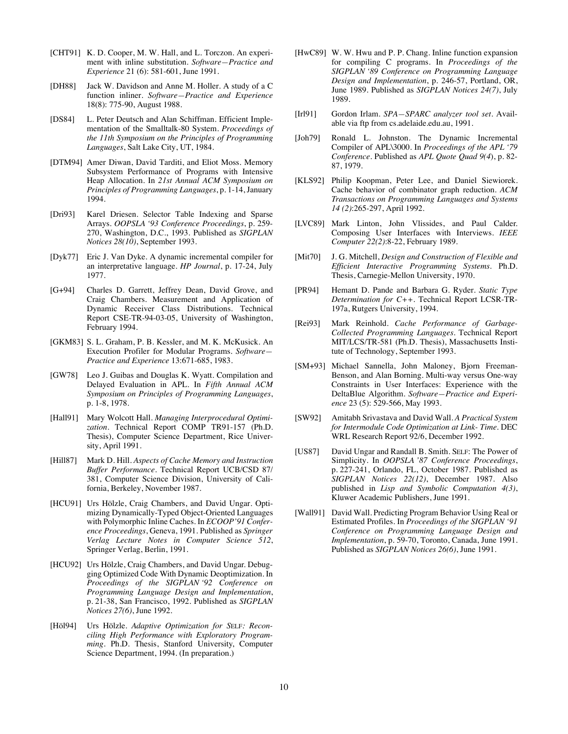[CHT91] K. D. Cooper, M. W. Hall, and L. Torczon. An experiment with inline substitution. *Software—Practice and Experience* 21 (6): 581-601, June 1991.

[DH88] Jack W. Davidson and Anne M. Holler. A study of a C function inliner. *Software—Practice and Experience* 18(8): 775-90, August 1988.

[DS84] L. Peter Deutsch and Alan Schiffman. Efficient Implementation of the Smalltalk-80 System. *Proceedings of the 11th Symposium on the Principles of Programming Languages*, Salt Lake City, UT, 1984.

[DTM94] Amer Diwan, David Tarditi, and Eliot Moss. Memory Subsystem Performance of Programs with Intensive Heap Allocation. In *21st Annual ACM Symposium on Principles of Programming Languages*, p. 1-14, January 1994.

[Dri93] Karel Driesen. Selector Table Indexing and Sparse Arrays. *OOPSLA '93 Conference Proceedings*, p. 259-270, Washington, D.C., 1993. Published as *SIGPLAN Notices 28(10)*, September 1993.

[Dyk77] Eric J. Van Dyke. A dynamic incremental compiler for an interpretative language. *HP Journal*, p. 17-24, July 1977.

[G+94] Charles D. Garrett, Jeffrey Dean, David Grove, and Craig Chambers. Measurement and Application of Dynamic Receiver Class Distributions. Technical Report CSE-TR-94-03-05, University of Washington, February 1994.

[GKM83] S. L. Graham, P. B. Kessler, and M. K. McKusick. An Execution Profiler for Modular Programs. *Software—Practice and Experience* 13:671-685, 1983.

[GW78] Leo J. Guibas and Douglas K. Wyatt. Compilation and Delayed Evaluation in APL. In *Fifth Annual ACM Symposium on Principles of Programming Languages*, p. 1-8, 1978.

[Hall91] Mary Wolcott Hall. *Managing Interprocedural Optimization*. Technical Report COMP TR91-157 (Ph.D. Thesis), Computer Science Department, Rice University, April 1991.

[Hill87] Mark D. Hill. *Aspects of Cache Memory and Instruction Buffer Performance*. Technical Report UCB/CSD 87/381, Computer Science Division, University of California, Berkeley, November 1987.

[HCU91] Urs Hölzle, Craig Chambers, and David Ungar. Optimizing Dynamically-Typed Object-Oriented Languages with Polymorphic Inline Caches. In *ECOOP'91 Conference Proceedings*, Geneva, 1991. Published as *Springer Verlag Lecture Notes in Computer Science 512*, Springer Verlag, Berlin, 1991.

[HCU92] Urs Hölzle, Craig Chambers, and David Ungar. Debugging Optimized Code With Dynamic Deoptimization. In *Proceedings of the SIGPLAN '92 Conference on Programming Language Design and Implementation*, p. 21-38, San Francisco, 1992. Published as *SIGPLAN Notices 27(6)*, June 1992.

[Höl94] Urs Hölzle. *Adaptive Optimization for SELF: Reconciling High Performance with Exploratory Programming*. Ph.D. Thesis, Stanford University, Computer Science Department, 1994. (In preparation.)

[HwC89] W. W. Hwu and P. P. Chang. Inline function expansion for compiling C programs. In *Proceedings of the SIGPLAN '89 Conference on Programming Language Design and Implementation*, p. 246-57, Portland, OR, June 1989. Published as *SIGPLAN Notices 24(7)*, July 1989.

[Irl91] Gordon Irlam. *SPA—SPARC analyzer tool set*. Available via ftp from cs.adelaide.edu.au, 1991.

[Joh79] Ronald L. Johnston. The Dynamic Incremental Compiler of APL\3000. In *Proceedings of the APL '79 Conference*. Published as *APL Quote Quad 9(4)*, p. 82-87, 1979.

[KLS92] Philip Koopman, Peter Lee, and Daniel Siewiorek. Cache behavior of combinator graph reduction. *ACM Transactions on Programming Languages and Systems 14 (2)*:265-297, April 1992.

[LVC89] Mark Linton, John Vlissides, and Paul Calder. Composing User Interfaces with Interviews. *IEEE Computer 22(2)*:8-22, February 1989.

[Mit70] J. G. Mitchell, *Design and Construction of Flexible and Efficient Interactive Programming Systems*. Ph.D. Thesis, Carnegie-Mellon University, 1970.

[PR94] Hemant D. Pande and Barbara G. Ryder. *Static Type Determination for C++*. Technical Report LCSR-TR-197a, Rutgers University, 1994.

[Rei93] Mark Reinhold. *Cache Performance of Garbage-Collected Programming Languages*. Technical Report MIT/LCS/TR-581 (Ph.D. Thesis), Massachusetts Institute of Technology, September 1993.

[SM+93] Michael Sannella, John Maloney, Bjorn Freeman-Benson, and Alan Borning. Multi-way versus One-way Constraints in User Interfaces: Experience with the DeltaBlue Algorithm. *Software—Practice and Experience* 23 (5): 529-566, May 1993.

[SW92] Amitabh Srivastava and David Wall. *A Practical System for Intermodule Code Optimization at Link- Time*. DEC WRL Research Report 92/6, December 1992.

[US87] David Ungar and Randall B. Smith. SELF: The Power of Simplicity. In *OOPSLA '87 Conference Proceedings*, p. 227-241, Orlando, FL, October 1987. Published as *SIGPLAN Notices 22(12)*, December 1987. Also published in *Lisp and Symbolic Computation 4(3)*, Kluwer Academic Publishers, June 1991.

[Wall91] David Wall. Predicting Program Behavior Using Real or Estimated Profiles. In *Proceedings of the SIGPLAN '91 Conference on Programming Language Design and Implementation*, p. 59-70, Toronto, Canada, June 1991. Published as *SIGPLAN Notices 26(6)*, June 1991.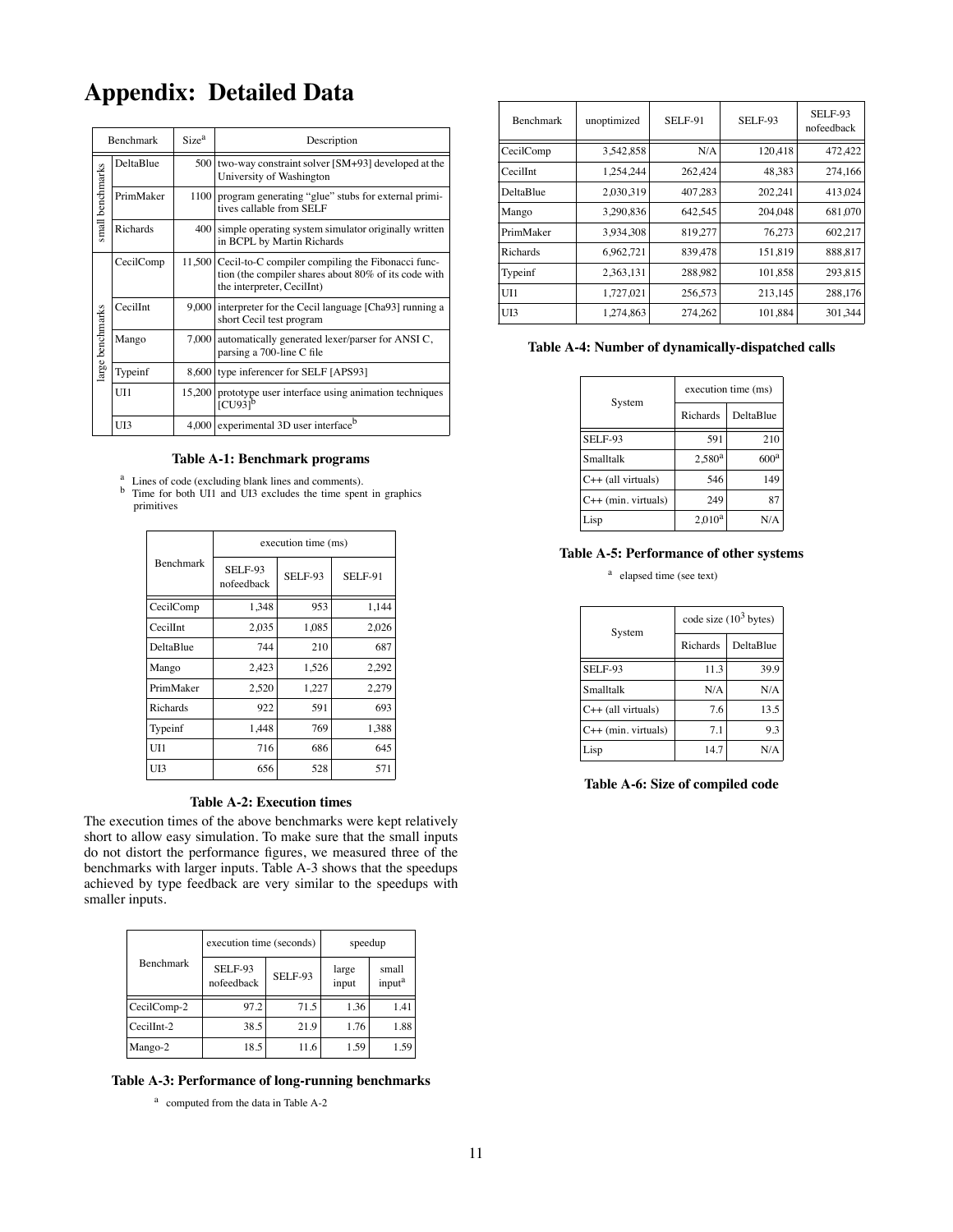# Appendix: Detailed Data

| | Benchmark | Size[a] | Description |
|---|---|---|---|
| small benchmarks | DeltaBlue | 500 | two-way constraint solver [SM+93] developed at the University of Washington |
| | PrimMaker | 1100 | program generating "glue" stubs for external primitives callable from SELF |
| | Richards | 400 | simple operating system simulator originally written in BCPL by Martin Richards |
| large benchmarks | CecilComp | 11,500 | Cecil-to-C compiler compiling the Fibonacci function (the compiler shares about 80% of its code with the interpreter, CecilInt) |
| | CecilInt | 9,000 | interpreter for the Cecil language [Cha93] running a short Cecil test program |
| | Mango | 7,000 | automatically generated lexer/parser for ANSI C, parsing a 700-line C file |
| | Typeinf | 8,600 | type inferencer for SELF [APS93] |
| | UI1 | 15,200 | prototype user interface using animation techniques [CU93][b] |
| | UI3 | 4,000 | experimental 3D user interface[b] |

**Table A-1: Benchmark programs**

[a] Lines of code (excluding blank lines and comments).
[b] Time for both UI1 and UI3 excludes the time spent in graphics primitives

| Benchmark | execution time (ms) | | |
|---|---|---|---|
| | SELF-93 nofeedback | SELF-93 | SELF-91 |
| CecilComp | 1,348 | 953 | 1,144 |
| CecilInt | 2,035 | 1,085 | 2,026 |
| DeltaBlue | 744 | 210 | 687 |
| Mango | 2,423 | 1,526 | 2,292 |
| PrimMaker | 2,520 | 1,227 | 2,279 |
| Richards | 922 | 591 | 693 |
| Typeinf | 1,448 | 769 | 1,388 |
| UI1 | 716 | 686 | 645 |
| UI3 | 656 | 528 | 571 |

**Table A-2: Execution times**

The execution times of the above benchmarks were kept relatively short to allow easy simulation. To make sure that the small inputs do not distort the performance figures, we measured three of the benchmarks with larger inputs. Table A-3 shows that the speedups achieved by type feedback are very similar to the speedups with smaller inputs.

| Benchmark | execution time (seconds) | | speedup | |
|---|---|---|---|---|
| | SELF-93 nofeedback | SELF-93 | large input | small input[a] |
| CecilComp-2 | 97.2 | 71.5 | 1.36 | 1.41 |
| CecilInt-2 | 38.5 | 21.9 | 1.76 | 1.88 |
| Mango-2 | 18.5 | 11.6 | 1.59 | 1.59 |

**Table A-3: Performance of long-running benchmarks**

[a] computed from the data in Table A-2

| Benchmark | unoptimized | SELF-91 | SELF-93 | SELF-93 nofeedback |
|---|---|---|---|---|
| CecilComp | 3,542,858 | N/A | 120,418 | 472,422 |
| CecilInt | 1,254,244 | 262,424 | 48,383 | 274,166 |
| DeltaBlue | 2,030,319 | 407,283 | 202,241 | 413,024 |
| Mango | 3,290,836 | 642,545 | 204,048 | 681,070 |
| PrimMaker | 3,934,308 | 819,277 | 76,273 | 602,217 |
| Richards | 6,962,721 | 839,478 | 151,819 | 888,817 |
| Typeinf | 2,363,131 | 288,982 | 101,858 | 293,815 |
| UI1 | 1,727,021 | 256,573 | 213,145 | 288,176 |
| UI3 | 1,274,863 | 274,262 | 101,884 | 301,344 |

**Table A-4: Number of dynamically-dispatched calls**

| System | execution time (ms) | |
|---|---|---|
| | Richards | DeltaBlue |
| SELF-93 | 591 | 210 |
| Smalltalk | 2,580[a] | 600[a] |
| C++ (all virtuals) | 546 | 149 |
| C++ (min. virtuals) | 249 | 87 |
| Lisp | 2,010[a] | N/A |

**Table A-5: Performance of other systems**

[a] elapsed time (see text)

| System | code size ($10^3$ bytes) | |
|---|---|---|
| | Richards | DeltaBlue |
| SELF-93 | 11.3 | 39.9 |
| Smalltalk | N/A | N/A |
| C++ (all virtuals) | 7.6 | 13.5 |
| C++ (min. virtuals) | 7.1 | 9.3 |
| Lisp | 14.7 | N/A |

**Table A-6: Size of compiled code**